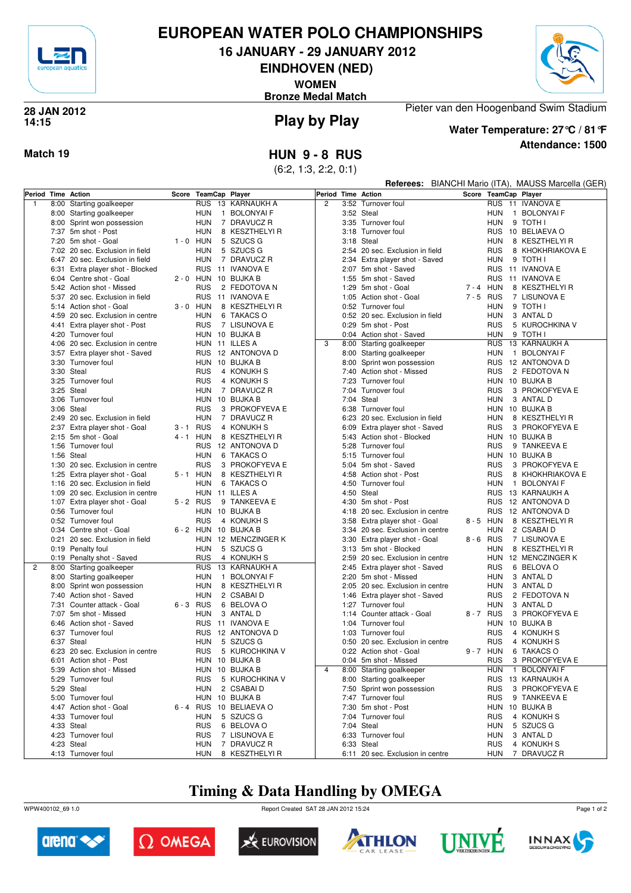# EUROPEAN WATER POLO CHAMPIONSHIPS

## 16 JANUARY - 29 JANUARY 2012

## EINDHOVEN (NED)

**WOMEN**

**Bronze Medal Match**

**28 JAN 2012**
**14:15**

## Play by Play

Pieter van den Hoogenband Swim Stadium

**Water Temperature: 27°C / 81°F**

**Attendance: 1500**

**Match 19**

## HUN 9 - 8 RUS

(6:2, 1:3, 2:2, 0:1)

**Referees:** BIANCHI Mario (ITA), MAUSS Marcella (GER)

| Period | Time | Action | Score | TeamCap | | Player |
|---|---|---|---|---|---|---|
| 1 | 8:00 | Starting goalkeeper | | RUS | 13 | KARNAUKH A |
| | 8:00 | Starting goalkeeper | | HUN | 1 | BOLONYAI F |
| | 8:00 | Sprint won possession | | HUN | 7 | DRAVUCZ R |
| | 7:37 | 5m shot - Post | | HUN | 8 | KESZTHELYI R |
| | 7:20 | 5m shot - Goal | 1 - 0 | HUN | 5 | SZUCS G |
| | 7:02 | 20 sec. Exclusion in field | | HUN | 5 | SZUCS G |
| | 6:47 | 20 sec. Exclusion in field | | HUN | 7 | DRAVUCZ R |
| | 6:31 | Extra player shot - Blocked | | RUS | 11 | IVANOVA E |
| | 6:04 | Centre shot - Goal | 2 - 0 | HUN | 10 | BUJKA B |
| | 5:42 | Action shot - Missed | | RUS | 2 | FEDOTOVA N |
| | 5:37 | 20 sec. Exclusion in field | | RUS | 11 | IVANOVA E |
| | 5:14 | Action shot - Goal | 3 - 0 | HUN | 8 | KESZTHELYI R |
| | 4:59 | 20 sec. Exclusion in centre | | HUN | 6 | TAKACS O |
| | 4:41 | Extra player shot - Post | | RUS | 7 | LISUNOVA E |
| | 4:20 | Turnover foul | | HUN | 10 | BUJKA B |
| | 4:06 | 20 sec. Exclusion in centre | | HUN | 11 | ILLES A |
| | 3:57 | Extra player shot - Saved | | RUS | 12 | ANTONOVA D |
| | 3:30 | Turnover foul | | HUN | 10 | BUJKA B |
| | 3:30 | Steal | | RUS | 4 | KONUKH S |
| | 3:25 | Turnover foul | | RUS | 4 | KONUKH S |
| | 3:25 | Steal | | HUN | 7 | DRAVUCZ R |
| | 3:06 | Turnover foul | | HUN | 10 | BUJKA B |
| | 3:06 | Steal | | RUS | 3 | PROKOFYEVA E |
| | 2:49 | 20 sec. Exclusion in field | | HUN | 7 | DRAVUCZ R |
| | 2:37 | Extra player shot - Goal | 3 - 1 | RUS | 4 | KONUKH S |
| | 2:15 | 5m shot - Goal | 4 - 1 | HUN | 8 | KESZTHELYI R |
| | 1:56 | Turnover foul | | RUS | 12 | ANTONOVA D |
| | 1:56 | Steal | | HUN | 6 | TAKACS O |
| | 1:30 | 20 sec. Exclusion in centre | | RUS | 3 | PROKOFYEVA E |
| | 1:25 | Extra player shot - Goal | 5 - 1 | HUN | 8 | KESZTHELYI R |
| | 1:16 | 20 sec. Exclusion in field | | HUN | 6 | TAKACS O |
| | 1:09 | 20 sec. Exclusion in centre | | HUN | 11 | ILLES A |
| | 1:07 | Extra player shot - Goal | 5 - 2 | RUS | 9 | TANKEEVA E |
| | 0:56 | Turnover foul | | HUN | 10 | BUJKA B |
| | 0:52 | Turnover foul | | RUS | 4 | KONUKH S |
| | 0:34 | Centre shot - Goal | 6 - 2 | HUN | 10 | BUJKA B |
| | 0:21 | 20 sec. Exclusion in field | | HUN | 12 | MENCZINGER K |
| | 0:19 | Penalty foul | | HUN | 5 | SZUCS G |
| | 0:19 | Penalty shot - Saved | | RUS | 4 | KONUKH S |
| 2 | 8:00 | Starting goalkeeper | | RUS | 13 | KARNAUKH A |
| | 8:00 | Starting goalkeeper | | HUN | 1 | BOLONYAI F |
| | 8:00 | Sprint won possession | | HUN | 8 | KESZTHELYI R |
| | 7:40 | Action shot - Saved | | HUN | 2 | CSABAI D |
| | 7:31 | Counter attack - Goal | 6 - 3 | RUS | 6 | BELOVA O |
| | 7:07 | 5m shot - Missed | | HUN | 3 | ANTAL D |
| | 6:46 | Action shot - Saved | | RUS | 11 | IVANOVA E |
| | 6:37 | Turnover foul | | RUS | 12 | ANTONOVA D |
| | 6:37 | Steal | | HUN | 5 | SZUCS G |
| | 6:23 | 20 sec. Exclusion in centre | | RUS | 5 | KUROCHKINA V |
| | 6:01 | Action shot - Post | | HUN | 10 | BUJKA B |
| | 5:39 | Action shot - Missed | | HUN | 10 | BUJKA B |
| | 5:29 | Turnover foul | | RUS | 5 | KUROCHKINA V |
| | 5:29 | Steal | | HUN | 2 | CSABAI D |
| | 5:00 | Turnover foul | | HUN | 10 | BUJKA B |
| | 4:47 | Action shot - Goal | 6 - 4 | RUS | 10 | BELIAEVA O |
| | 4:33 | Turnover foul | | HUN | 5 | SZUCS G |
| | 4:33 | Steal | | RUS | 6 | BELOVA O |
| | 4:23 | Turnover foul | | RUS | 7 | LISUNOVA E |
| | 4:23 | Steal | | HUN | 7 | DRAVUCZ R |
| | 4:13 | Turnover foul | | HUN | 8 | KESZTHELYI R |
| 2 | 3:52 | Turnover foul | | RUS | 11 | IVANOVA E |
| | 3:52 | Steal | | HUN | 1 | BOLONYAI F |
| | 3:35 | Turnover foul | | HUN | 9 | TOTH I |
| | 3:18 | Turnover foul | | RUS | 10 | BELIAEVA O |
| | 3:18 | Steal | | HUN | 8 | KESZTHELYI R |
| | 2:54 | 20 sec. Exclusion in field | | RUS | 8 | KHOKHRIAKOVA E |
| | 2:34 | Extra player shot - Saved | | HUN | 9 | TOTH I |
| | 2:07 | 5m shot - Saved | | RUS | 11 | IVANOVA E |
| | 1:55 | 5m shot - Saved | | RUS | 11 | IVANOVA E |
| | 1:29 | 5m shot - Goal | 7 - 4 | HUN | 8 | KESZTHELYI R |
| | 1:05 | Action shot - Goal | 7 - 5 | RUS | 7 | LISUNOVA E |
| | 0:52 | Turnover foul | | HUN | 9 | TOTH I |
| | 0:52 | 20 sec. Exclusion in field | | HUN | 3 | ANTAL D |
| | 0:29 | 5m shot - Post | | RUS | 5 | KUROCHKINA V |
| | 0:04 | Action shot - Saved | | HUN | 9 | TOTH I |
| 3 | 8:00 | Starting goalkeeper | | RUS | 13 | KARNAUKH A |
| | 8:00 | Starting goalkeeper | | HUN | 1 | BOLONYAI F |
| | 8:00 | Sprint won possession | | RUS | 12 | ANTONOVA D |
| | 7:40 | Action shot - Missed | | RUS | 2 | FEDOTOVA N |
| | 7:23 | Turnover foul | | HUN | 10 | BUJKA B |
| | 7:04 | Turnover foul | | RUS | 3 | PROKOFYEVA E |
| | 7:04 | Steal | | HUN | 3 | ANTAL D |
| | 6:38 | Turnover foul | | HUN | 10 | BUJKA B |
| | 6:23 | 20 sec. Exclusion in field | | HUN | 8 | KESZTHELYI R |
| | 6:09 | Extra player shot - Saved | | RUS | 3 | PROKOFYEVA E |
| | 5:43 | Action shot - Blocked | | HUN | 10 | BUJKA B |
| | 5:28 | Turnover foul | | RUS | 9 | TANKEEVA E |
| | 5:15 | Turnover foul | | HUN | 10 | BUJKA B |
| | 5:04 | 5m shot - Saved | | RUS | 3 | PROKOFYEVA E |
| | 4:58 | Action shot - Post | | RUS | 8 | KHOKHRIAKOVA E |
| | 4:50 | Turnover foul | | HUN | 1 | BOLONYAI F |
| | 4:50 | Steal | | RUS | 13 | KARNAUKH A |
| | 4:30 | 5m shot - Post | | RUS | 12 | ANTONOVA D |
| | 4:18 | 20 sec. Exclusion in centre | | RUS | 12 | ANTONOVA D |
| | 3:58 | Extra player shot - Goal | 8 - 5 | HUN | 8 | KESZTHELYI R |
| | 3:34 | 20 sec. Exclusion in centre | | HUN | 2 | CSABAI D |
| | 3:30 | Extra player shot - Goal | 8 - 6 | RUS | 7 | LISUNOVA E |
| | 3:13 | 5m shot - Blocked | | HUN | 8 | KESZTHELYI R |
| | 2:59 | 20 sec. Exclusion in centre | | HUN | 12 | MENCZINGER K |
| | 2:45 | Extra player shot - Saved | | RUS | 6 | BELOVA O |
| | 2:20 | 5m shot - Missed | | HUN | 3 | ANTAL D |
| | 2:05 | 20 sec. Exclusion in centre | | HUN | 3 | ANTAL D |
| | 1:46 | Extra player shot - Saved | | RUS | 2 | FEDOTOVA N |
| | 1:27 | Turnover foul | | HUN | 3 | ANTAL D |
| | 1:14 | Counter attack - Goal | 8 - 7 | RUS | 3 | PROKOFYEVA E |
| | 1:04 | Turnover foul | | HUN | 10 | BUJKA B |
| | 1:03 | Turnover foul | | RUS | 4 | KONUKH S |
| | 0:50 | 20 sec. Exclusion in centre | | RUS | 4 | KONUKH S |
| | 0:22 | Action shot - Goal | 9 - 7 | HUN | 6 | TAKACS O |
| | 0:04 | 5m shot - Missed | | RUS | 3 | PROKOFYEVA E |
| 4 | 8:00 | Starting goalkeeper | | HUN | 1 | BOLONYAI F |
| | 8:00 | Starting goalkeeper | | RUS | 13 | KARNAUKH A |
| | 7:50 | Sprint won possession | | RUS | 3 | PROKOFYEVA E |
| | 7:47 | Turnover foul | | RUS | 9 | TANKEEVA E |
| | 7:30 | 5m shot - Post | | HUN | 10 | BUJKA B |
| | 7:04 | Turnover foul | | RUS | 4 | KONUKH S |
| | 7:04 | Steal | | HUN | 5 | SZUCS G |
| | 6:33 | Turnover foul | | HUN | 3 | ANTAL D |
| | 6:33 | Steal | | RUS | 4 | KONUKH S |
| | 6:11 | 20 sec. Exclusion in centre | | HUN | 7 | DRAVUCZ R |

**Timing & Data Handling by OMEGA**

WPW400102_69 1.0 Report Created SAT 28 JAN 2012 15:24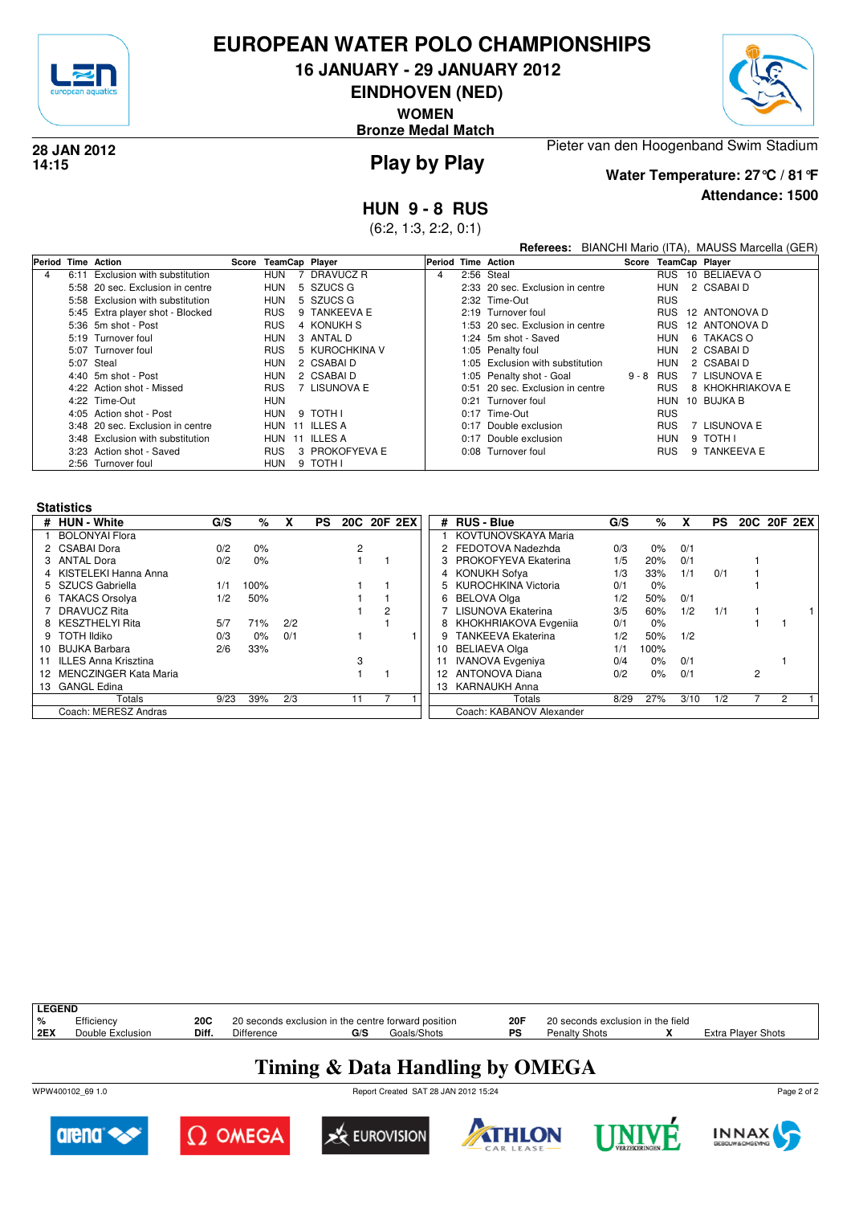# EUROPEAN WATER POLO CHAMPIONSHIPS

**16 JANUARY - 29 JANUARY 2012**

**EINDHOVEN (NED)**

**WOMEN**

**Bronze Medal Match**

**28 JAN 2012**
**14:15**

## Play by Play

Pieter van den Hoogenband Swim Stadium

**Water Temperature: 27°C / 81°F**

**Attendance: 1500**

### HUN 9 - 8 RUS

(6:2, 1:3, 2:2, 0:1)

**Referees:** BIANCHI Mario (ITA), MAUSS Marcella (GER)

| Period | Time | Action | Score | TeamCap | Player |
|---|---|---|---|---|---|
| 4 | 6:11 | Exclusion with substitution | | HUN 7 | DRAVUCZ R |
| | 5:58 | 20 sec. Exclusion in centre | | HUN 5 | SZUCS G |
| | 5:58 | Exclusion with substitution | | HUN 5 | SZUCS G |
| | 5:45 | Extra player shot - Blocked | | RUS 9 | TANKEEVA E |
| | 5:36 | 5m shot - Post | | RUS 4 | KONUKH S |
| | 5:19 | Turnover foul | | HUN 3 | ANTAL D |
| | 5:07 | Turnover foul | | RUS 5 | KUROCHKINA V |
| | 5:07 | Steal | | HUN 2 | CSABAI D |
| | 4:40 | 5m shot - Post | | HUN 2 | CSABAI D |
| | 4:22 | Action shot - Missed | | RUS 7 | LISUNOVA E |
| | 4:22 | Time-Out | | HUN | |
| | 4:05 | Action shot - Post | | HUN 9 | TOTH I |
| | 3:48 | 20 sec. Exclusion in centre | | HUN 11 | ILLES A |
| | 3:48 | Exclusion with substitution | | HUN 11 | ILLES A |
| | 3:23 | Action shot - Saved | | RUS 3 | PROKOFYEVA E |
| | 2:56 | Turnover foul | | HUN 9 | TOTH I |
| 4 | 2:56 | Steal | | RUS 10 | BELIAEVA O |
| | 2:33 | 20 sec. Exclusion in centre | | HUN 2 | CSABAI D |
| | 2:32 | Time-Out | | RUS | |
| | 2:19 | Turnover foul | | RUS 12 | ANTONOVA D |
| | 1:53 | 20 sec. Exclusion in centre | | RUS 12 | ANTONOVA D |
| | 1:24 | 5m shot - Saved | | HUN 6 | TAKACS O |
| | 1:05 | Penalty foul | | HUN 2 | CSABAI D |
| | 1:05 | Exclusion with substitution | | HUN 2 | CSABAI D |
| | 1:05 | Penalty shot - Goal | 9 - 8 | RUS 7 | LISUNOVA E |
| | 0:51 | 20 sec. Exclusion in centre | | RUS 8 | KHOKHRIAKOVA E |
| | 0:21 | Turnover foul | | HUN 10 | BUJKA B |
| | 0:17 | Time-Out | | RUS | |
| | 0:17 | Double exclusion | | RUS 7 | LISUNOVA E |
| | 0:17 | Double exclusion | | HUN 9 | TOTH I |
| | 0:08 | Turnover foul | | RUS 9 | TANKEEVA E |

### Statistics

| # | HUN - White | G/S | % | X | PS | 20C | 20F | 2EX |
|---|---|---|---|---|---|---|---|---|
| 1 | BOLONYAI Flora | | | | | | | |
| 2 | CSABAI Dora | 0/2 | 0% | | | 2 | | |
| 3 | ANTAL Dora | 0/2 | 0% | | | 1 | 1 | |
| 4 | KISTELEKI Hanna Anna | | | | | | | |
| 5 | SZUCS Gabriella | 1/1 | 100% | | | 1 | 1 | |
| 6 | TAKACS Orsolya | 1/2 | 50% | | | 1 | 1 | |
| 7 | DRAVUCZ Rita | | | | | 1 | 2 | |
| 8 | KESZTHELYI Rita | 5/7 | 71% | 2/2 | | | 1 | |
| 9 | TOTH Ildiko | 0/3 | 0% | 0/1 | | 1 | | 1 |
| 10 | BUJKA Barbara | 2/6 | 33% | | | | | |
| 11 | ILLES Anna Krisztina | | | | | 3 | | |
| 12 | MENCZINGER Kata Maria | | | | | 1 | 1 | |
| 13 | GANGL Edina | | | | | | | |
| | Totals | 9/23 | 39% | 2/3 | | 11 | 7 | 1 |
| | Coach: MERESZ Andras | | | | | | | |

| # | RUS - Blue | G/S | % | X | PS | 20C | 20F | 2EX |
|---|---|---|---|---|---|---|---|---|
| 1 | KOVTUNOVSKAYA Maria | | | | | | | |
| 2 | FEDOTOVA Nadezhda | 0/3 | 0% | 0/1 | | | | |
| 3 | PROKOFYEVA Ekaterina | 1/5 | 20% | 0/1 | | 1 | | |
| 4 | KONUKH Sofya | 1/3 | 33% | 1/1 | 0/1 | 1 | | |
| 5 | KUROCHKINA Victoria | 0/1 | 0% | | | 1 | | |
| 6 | BELOVA Olga | 1/2 | 50% | 0/1 | | | | |
| 7 | LISUNOVA Ekaterina | 3/5 | 60% | 1/2 | 1/1 | 1 | | 1 |
| 8 | KHOKHRIAKOVA Evgeniia | 0/1 | 0% | | | 1 | 1 | |
| 9 | TANKEEVA Ekaterina | 1/2 | 50% | 1/2 | | | | |
| 10 | BELIAEVA Olga | 1/1 | 100% | | | | | |
| 11 | IVANOVA Evgeniya | 0/4 | 0% | 0/1 | | | 1 | |
| 12 | ANTONOVA Diana | 0/2 | 0% | 0/1 | | 2 | | |
| 13 | KARNAUKH Anna | | | | | | | |
| | Totals | 8/29 | 27% | 3/10 | 1/2 | 7 | 2 | 1 |
| | Coach: KABANOV Alexander | | | | | | | |

**LEGEND**

| | | | | | | | |
|---|---|---|---|---|---|---|---|
| % | Efficiency | 20C | 20 seconds exclusion in the centre forward position | | 20F | 20 seconds exclusion in the field | |
| 2EX | Double Exclusion | Diff. | Difference | G/S Goals/Shots | PS | Penalty Shots | X Extra Player Shots |

## Timing & Data Handling by OMEGA

WPW400102_69 1.0 Report Created SAT 28 JAN 2012 15:24